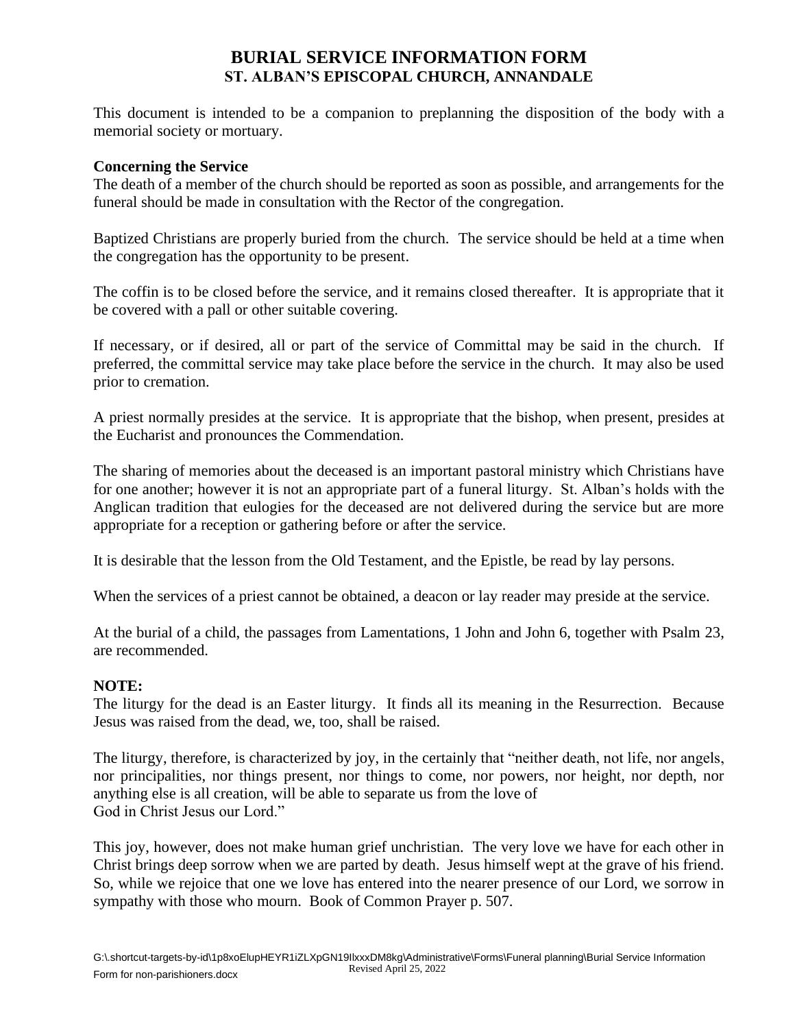# BURIAL SERVICE INFORMATION FORM
## ST. ALBAN'S EPISCOPAL CHURCH, ANNANDALE

This document is intended to be a companion to preplanning the disposition of the body with a memorial society or mortuary.

**Concerning the Service**

The death of a member of the church should be reported as soon as possible, and arrangements for the funeral should be made in consultation with the Rector of the congregation.

Baptized Christians are properly buried from the church. The service should be held at a time when the congregation has the opportunity to be present.

The coffin is to be closed before the service, and it remains closed thereafter. It is appropriate that it be covered with a pall or other suitable covering.

If necessary, or if desired, all or part of the service of Committal may be said in the church. If preferred, the committal service may take place before the service in the church. It may also be used prior to cremation.

A priest normally presides at the service. It is appropriate that the bishop, when present, presides at the Eucharist and pronounces the Commendation.

The sharing of memories about the deceased is an important pastoral ministry which Christians have for one another; however it is not an appropriate part of a funeral liturgy. St. Alban's holds with the Anglican tradition that eulogies for the deceased are not delivered during the service but are more appropriate for a reception or gathering before or after the service.

It is desirable that the lesson from the Old Testament, and the Epistle, be read by lay persons.

When the services of a priest cannot be obtained, a deacon or lay reader may preside at the service.

At the burial of a child, the passages from Lamentations, 1 John and John 6, together with Psalm 23, are recommended.

**NOTE:**

The liturgy for the dead is an Easter liturgy. It finds all its meaning in the Resurrection. Because Jesus was raised from the dead, we, too, shall be raised.

The liturgy, therefore, is characterized by joy, in the certainly that "neither death, not life, nor angels, nor principalities, nor things present, nor things to come, nor powers, nor height, nor depth, nor anything else is all creation, will be able to separate us from the love of God in Christ Jesus our Lord."

This joy, however, does not make human grief unchristian. The very love we have for each other in Christ brings deep sorrow when we are parted by death. Jesus himself wept at the grave of his friend. So, while we rejoice that one we love has entered into the nearer presence of our Lord, we sorrow in sympathy with those who mourn. Book of Common Prayer p. 507.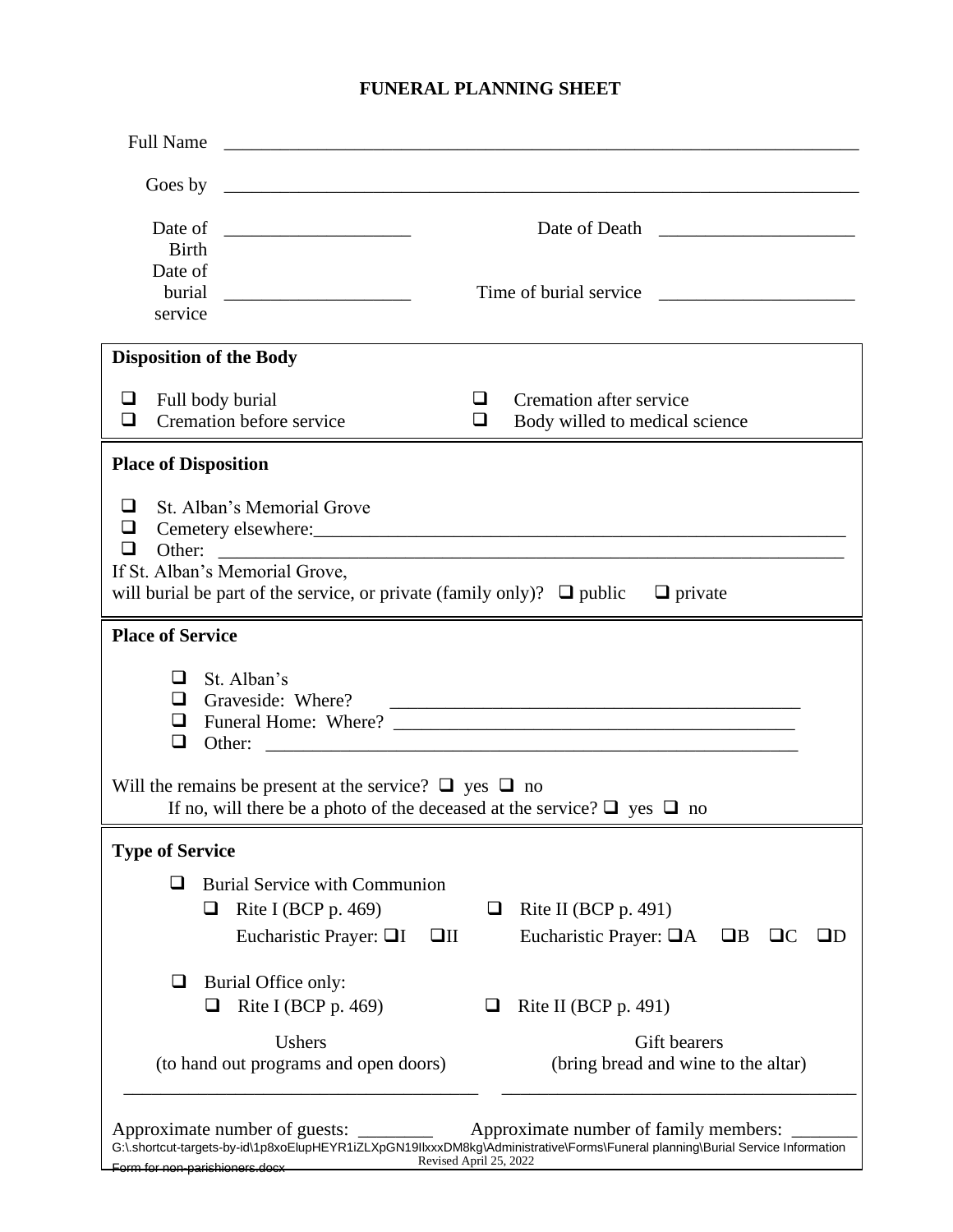# FUNERAL PLANNING SHEET

Full Name \_\_\_\_\_\_\_\_\_\_\_\_\_\_\_\_\_\_\_\_\_\_\_\_\_\_\_\_\_\_\_\_\_\_\_\_\_\_\_\_\_\_\_\_\_\_\_\_\_\_\_\_\_\_\_\_\_\_\_\_

Goes by \_\_\_\_\_\_\_\_\_\_\_\_\_\_\_\_\_\_\_\_\_\_\_\_\_\_\_\_\_\_\_\_\_\_\_\_\_\_\_\_\_\_\_\_\_\_\_\_\_\_\_\_\_\_\_\_\_\_\_\_

Date of Birth \_\_\_\_\_\_\_\_\_\_\_\_\_\_\_\_\_\_\_\_ Date of Death \_\_\_\_\_\_\_\_\_\_\_\_\_\_\_\_\_\_\_\_

Date of burial service \_\_\_\_\_\_\_\_\_\_\_\_\_\_\_\_\_\_\_\_ Time of burial service \_\_\_\_\_\_\_\_\_\_\_\_\_\_\_\_\_\_\_\_

**Disposition of the Body**

- ❑ Full body burial
- ❑ Cremation before service
- ❑ Cremation after service
- ❑ Body willed to medical science

**Place of Disposition**

- ❑ St. Alban's Memorial Grove
- ❑ Cemetery elsewhere:\_\_\_\_\_\_\_\_\_\_\_\_\_\_\_\_\_\_\_\_\_\_\_\_\_\_\_\_\_\_\_\_\_\_\_\_\_\_\_\_\_\_\_\_\_\_\_\_
- ❑ Other: \_\_\_\_\_\_\_\_\_\_\_\_\_\_\_\_\_\_\_\_\_\_\_\_\_\_\_\_\_\_\_\_\_\_\_\_\_\_\_\_\_\_\_\_\_\_\_\_\_\_\_\_\_\_\_\_

If St. Alban's Memorial Grove,
will burial be part of the service, or private (family only)? ❑ public ❑ private

**Place of Service**

- ❑ St. Alban's
- ❑ Graveside: Where? \_\_\_\_\_\_\_\_\_\_\_\_\_\_\_\_\_\_\_\_\_\_\_\_\_\_\_\_\_\_\_\_\_\_\_\_\_\_\_\_
- ❑ Funeral Home: Where? \_\_\_\_\_\_\_\_\_\_\_\_\_\_\_\_\_\_\_\_\_\_\_\_\_\_\_\_\_\_\_\_\_\_\_\_\_\_\_\_
- ❑ Other: \_\_\_\_\_\_\_\_\_\_\_\_\_\_\_\_\_\_\_\_\_\_\_\_\_\_\_\_\_\_\_\_\_\_\_\_\_\_\_\_\_\_\_\_\_\_\_\_\_\_\_\_

Will the remains be present at the service? ❑ yes ❑ no
If no, will there be a photo of the deceased at the service? ❑ yes ❑ no

**Type of Service**

- ❑ Burial Service with Communion
  - ❑ Rite I (BCP p. 469) Eucharistic Prayer: ❑I ❑II
  - ❑ Rite II (BCP p. 491) Eucharistic Prayer: ❑A ❑B ❑C ❑D
- ❑ Burial Office only:
  - ❑ Rite I (BCP p. 469)
  - ❑ Rite II (BCP p. 491)

| Ushers (to hand out programs and open doors) | Gift bearers (bring bread and wine to the altar) |
|---|---|
| \_\_\_\_\_\_\_\_\_\_\_\_\_\_\_\_\_\_\_\_\_\_\_\_\_\_\_\_\_\_\_\_\_\_\_\_\_\_ | \_\_\_\_\_\_\_\_\_\_\_\_\_\_\_\_\_\_\_\_\_\_\_\_\_\_\_\_\_\_\_\_\_\_\_\_\_\_ |

Approximate number of guests: \_\_\_\_\_\_\_\_ Approximate number of family members: \_\_\_\_\_\_\_

G:\.shortcut-targets-by-id\1p8xoElupHEYR1iZLXpGN19IlxxxDM8kg\Administrative\Forms\Funeral planning\Burial Service Information Form for non-parishioners.docx
Revised April 25, 2022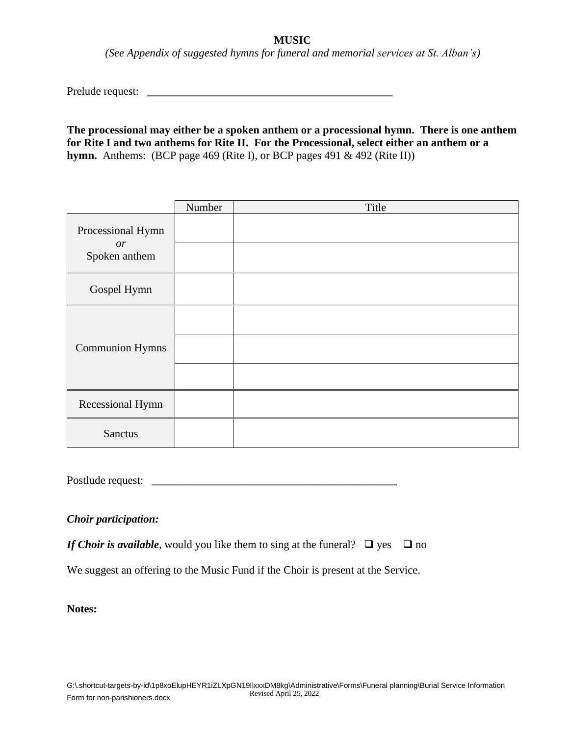**MUSIC**

*(See Appendix of suggested hymns for funeral and memorial services at St. Alban's)*

Prelude request: ____________________________________________

**The processional may either be a spoken anthem or a processional hymn. There is one anthem for Rite I and two anthems for Rite II. For the Processional, select either an anthem or a hymn.** Anthems: (BCP page 469 (Rite I), or BCP pages 491 & 492 (Rite II))

| | Number | Title |
|---|---|---|
| Processional Hymn *or* Spoken anthem | | |
| | | |
| Gospel Hymn | | |
| Communion Hymns | | |
| | | |
| | | |
| Recessional Hymn | | |
| Sanctus | | |

Postlude request: ____________________________________________

***Choir participation:***

***If Choir is available***, would you like them to sing at the funeral? ❑ yes ❑ no

We suggest an offering to the Music Fund if the Choir is present at the Service.

**Notes:**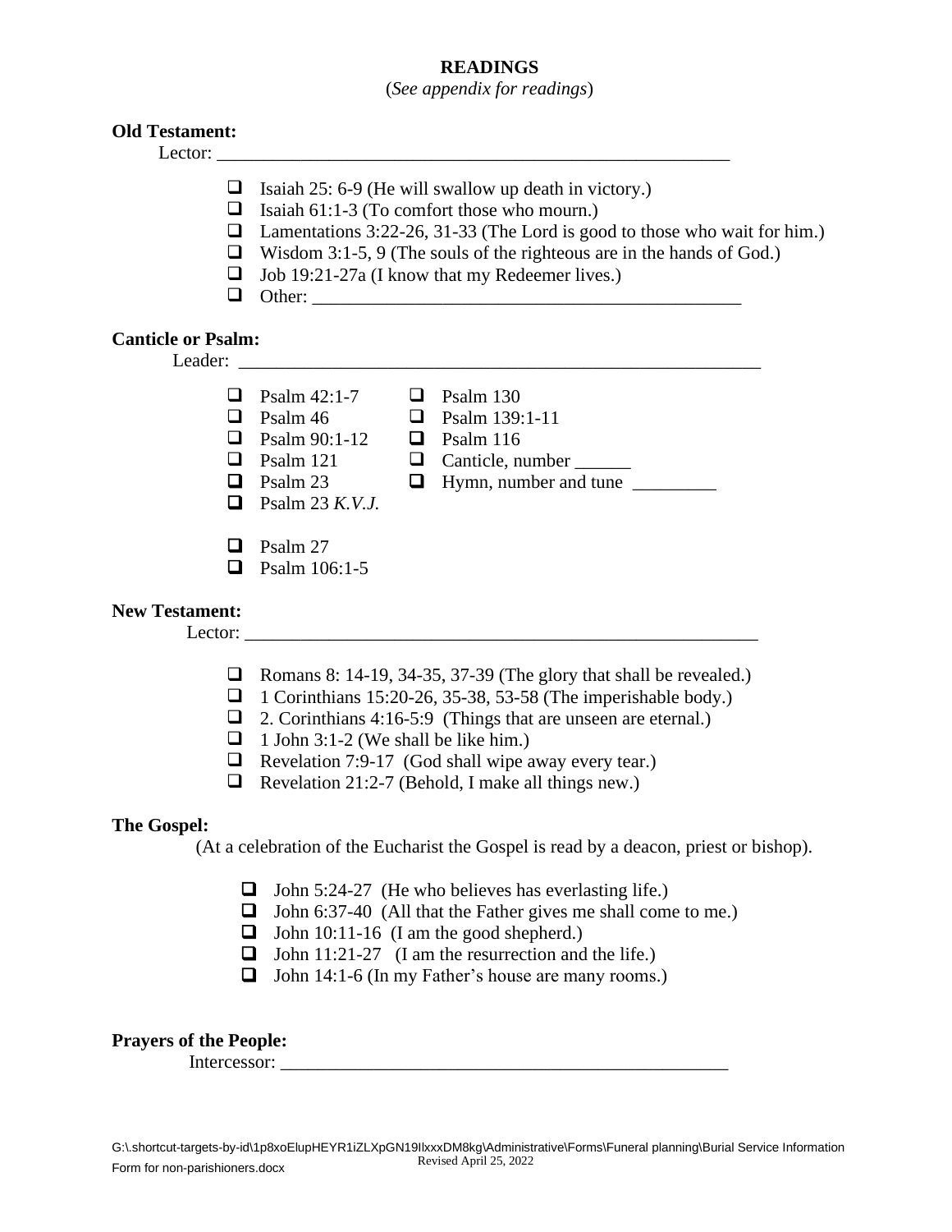## READINGS

(*See appendix for readings*)

**Old Testament:**

Lector: ________________________________________________________

- ☐ Isaiah 25: 6-9 (He will swallow up death in victory.)
- ☐ Isaiah 61:1-3 (To comfort those who mourn.)
- ☐ Lamentations 3:22-26, 31-33 (The Lord is good to those who wait for him.)
- ☐ Wisdom 3:1-5, 9 (The souls of the righteous are in the hands of God.)
- ☐ Job 19:21-27a (I know that my Redeemer lives.)
- ☐ Other: _______________________________________________

**Canticle or Psalm:**

Leader: _________________________________________________________

- ☐ Psalm 42:1-7
- ☐ Psalm 46
- ☐ Psalm 90:1-12
- ☐ Psalm 121
- ☐ Psalm 23
- ☐ Psalm 23 *K.V.J.*
- ☐ Psalm 27
- ☐ Psalm 106:1-5
- ☐ Psalm 130
- ☐ Psalm 139:1-11
- ☐ Psalm 116
- ☐ Canticle, number ______
- ☐ Hymn, number and tune _________

**New Testament:**

Lector: ________________________________________________________

- ☐ Romans 8: 14-19, 34-35, 37-39 (The glory that shall be revealed.)
- ☐ 1 Corinthians 15:20-26, 35-38, 53-58 (The imperishable body.)
- ☐ 2. Corinthians 4:16-5:9 (Things that are unseen are eternal.)
- ☐ 1 John 3:1-2 (We shall be like him.)
- ☐ Revelation 7:9-17 (God shall wipe away every tear.)
- ☐ Revelation 21:2-7 (Behold, I make all things new.)

**The Gospel:**

(At a celebration of the Eucharist the Gospel is read by a deacon, priest or bishop).

- ☐ John 5:24-27 (He who believes has everlasting life.)
- ☐ John 6:37-40 (All that the Father gives me shall come to me.)
- ☐ John 10:11-16 (I am the good shepherd.)
- ☐ John 11:21-27 (I am the resurrection and the life.)
- ☐ John 14:1-6 (In my Father's house are many rooms.)

**Prayers of the People:**

Intercessor: __________________________________________________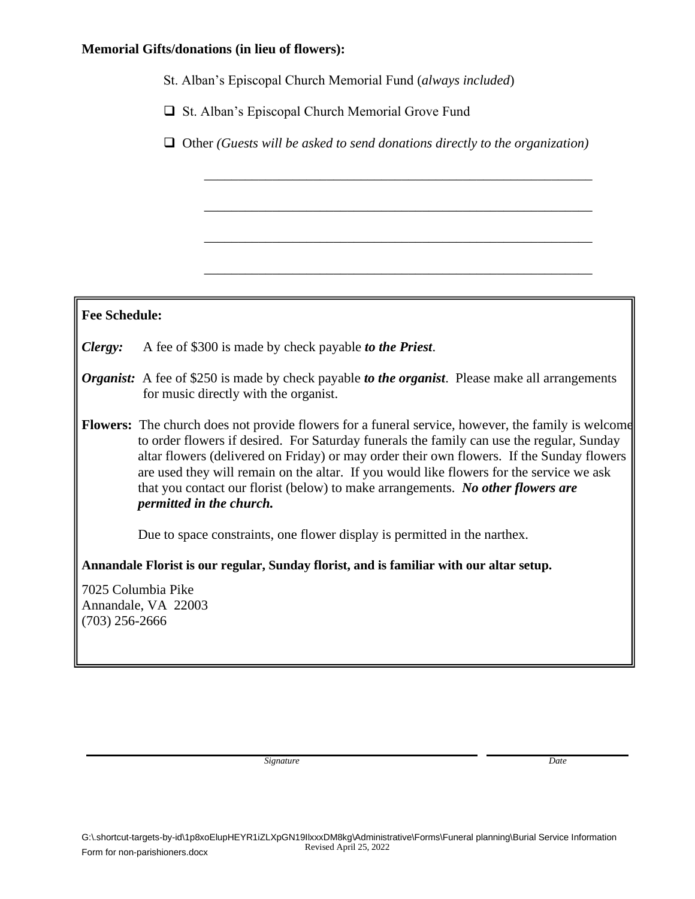**Memorial Gifts/donations (in lieu of flowers):**

St. Alban's Episcopal Church Memorial Fund (*always included*)

❑ St. Alban's Episcopal Church Memorial Grove Fund

❑ Other *(Guests will be asked to send donations directly to the organization)*

\_\_\_\_\_\_\_\_\_\_\_\_\_\_\_\_\_\_\_\_\_\_\_\_\_\_\_\_\_\_\_\_\_\_\_\_\_\_\_\_\_\_\_\_\_\_\_\_\_\_\_\_\_\_\_\_

\_\_\_\_\_\_\_\_\_\_\_\_\_\_\_\_\_\_\_\_\_\_\_\_\_\_\_\_\_\_\_\_\_\_\_\_\_\_\_\_\_\_\_\_\_\_\_\_\_\_\_\_\_\_\_\_

\_\_\_\_\_\_\_\_\_\_\_\_\_\_\_\_\_\_\_\_\_\_\_\_\_\_\_\_\_\_\_\_\_\_\_\_\_\_\_\_\_\_\_\_\_\_\_\_\_\_\_\_\_\_\_\_

\_\_\_\_\_\_\_\_\_\_\_\_\_\_\_\_\_\_\_\_\_\_\_\_\_\_\_\_\_\_\_\_\_\_\_\_\_\_\_\_\_\_\_\_\_\_\_\_\_\_\_\_\_\_\_\_

**Fee Schedule:**

***Clergy:*** A fee of $300 is made by check payable ***to the Priest***.

***Organist:*** A fee of $250 is made by check payable ***to the organist***. Please make all arrangements for music directly with the organist.

**Flowers:** The church does not provide flowers for a funeral service, however, the family is welcome to order flowers if desired. For Saturday funerals the family can use the regular, Sunday altar flowers (delivered on Friday) or may order their own flowers. If the Sunday flowers are used they will remain on the altar. If you would like flowers for the service we ask that you contact our florist (below) to make arrangements. ***No other flowers are permitted in the church.***

Due to space constraints, one flower display is permitted in the narthex.

**Annandale Florist is our regular, Sunday florist, and is familiar with our altar setup.**

7025 Columbia Pike
Annandale, VA 22003
(703) 256-2666

\_\_\_\_\_\_\_\_\_\_\_\_\_\_\_\_\_\_\_\_\_\_\_\_\_\_\_\_\_\_\_\_\_\_\_\_\_\_\_\_ \_\_\_\_\_\_\_\_\_\_\_\_\_\_\_\_\_\_\_\_
*Signature* *Date*

G:\.shortcut-targets-by-id\1p8xoElupHEYR1iZLXpGN19IlxxxDM8kg\Administrative\Forms\Funeral planning\Burial Service Information Form for non-parishioners.docx
Revised April 25, 2022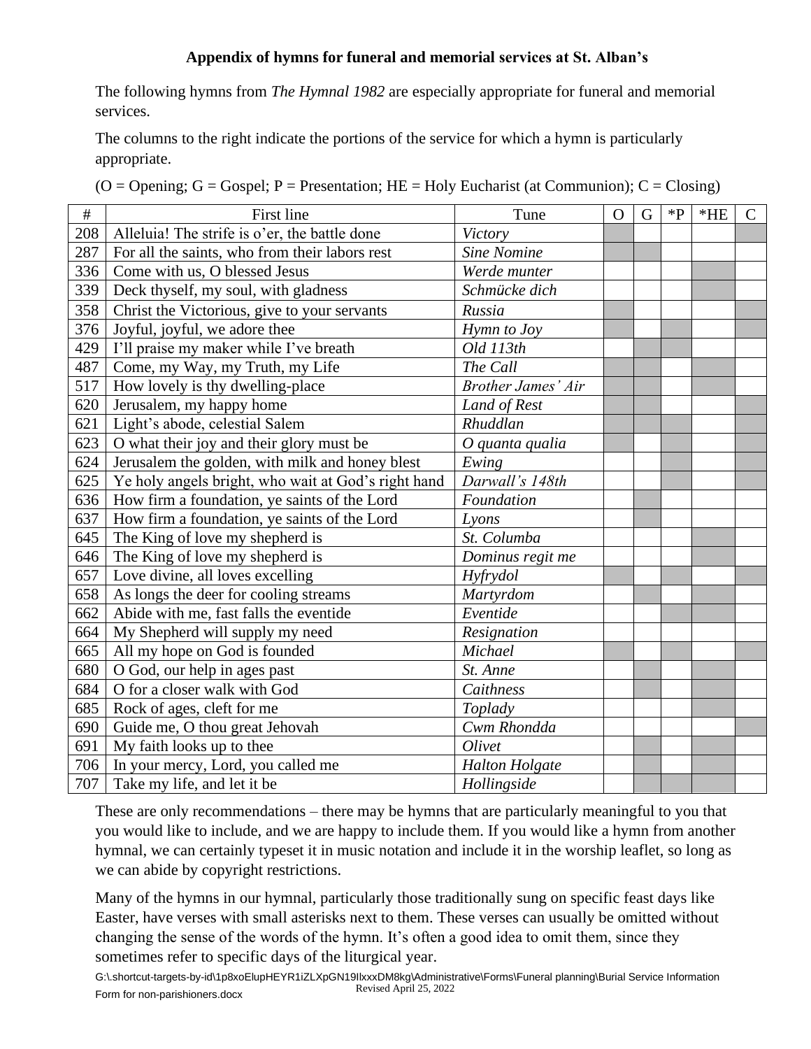**Appendix of hymns for funeral and memorial services at St. Alban's**

The following hymns from *The Hymnal 1982* are especially appropriate for funeral and memorial services.

The columns to the right indicate the portions of the service for which a hymn is particularly appropriate.

(O = Opening; G = Gospel; P = Presentation; HE = Holy Eucharist (at Communion); C = Closing)

| # | First line | Tune | O | G | *P | *HE | C |
|---|---|---|---|---|---|---|---|
| 208 | Alleluia! The strife is o'er, the battle done | *Victory* | ■ | | | | ■ |
| 287 | For all the saints, who from their labors rest | *Sine Nomine* | ■ | ■ | | | |
| 336 | Come with us, O blessed Jesus | *Werde munter* | | | | ■ | |
| 339 | Deck thyself, my soul, with gladness | *Schmücke dich* | | | | ■ | |
| 358 | Christ the Victorious, give to your servants | *Russia* | ■ | | | | ■ |
| 376 | Joyful, joyful, we adore thee | *Hymn to Joy* | ■ | | ■ | | ■ |
| 429 | I'll praise my maker while I've breath | *Old 113th* | | ■ | ■ | | |
| 487 | Come, my Way, my Truth, my Life | *The Call* | ■ | ■ | | ■ | |
| 517 | How lovely is thy dwelling-place | *Brother James' Air* | ■ | ■ | | ■ | |
| 620 | Jerusalem, my happy home | *Land of Rest* | ■ | ■ | | | ■ |
| 621 | Light's abode, celestial Salem | *Rhuddlan* | ■ | ■ | ■ | | ■ |
| 623 | O what their joy and their glory must be | *O quanta qualia* | ■ | | ■ | | ■ |
| 624 | Jerusalem the golden, with milk and honey blest | *Ewing* | | | ■ | | ■ |
| 625 | Ye holy angels bright, who wait at God's right hand | *Darwall's 148th* | | | ■ | | ■ |
| 636 | How firm a foundation, ye saints of the Lord | *Foundation* | | ■ | | | |
| 637 | How firm a foundation, ye saints of the Lord | *Lyons* | | ■ | | | |
| 645 | The King of love my shepherd is | *St. Columba* | | | | ■ | |
| 646 | The King of love my shepherd is | *Dominus regit me* | | | | ■ | |
| 657 | Love divine, all loves excelling | *Hyfrydol* | ■ | | ■ | | ■ |
| 658 | As longs the deer for cooling streams | *Martyrdom* | | ■ | | ■ | |
| 662 | Abide with me, fast falls the eventide | *Eventide* | | | ■ | ■ | |
| 664 | My Shepherd will supply my need | *Resignation* | | | | | |
| 665 | All my hope on God is founded | *Michael* | ■ | | ■ | | ■ |
| 680 | O God, our help in ages past | *St. Anne* | | ■ | | ■ | |
| 684 | O for a closer walk with God | *Caithness* | | ■ | | ■ | |
| 685 | Rock of ages, cleft for me | *Toplady* | | | | ■ | |
| 690 | Guide me, O thou great Jehovah | *Cwm Rhondda* | | | | | ■ |
| 691 | My faith looks up to thee | *Olivet* | | ■ | | ■ | |
| 706 | In your mercy, Lord, you called me | *Halton Holgate* | | ■ | | ■ | |
| 707 | Take my life, and let it be | *Hollingside* | | ■ | ■ | ■ | |

These are only recommendations – there may be hymns that are particularly meaningful to you that you would like to include, and we are happy to include them. If you would like a hymn from another hymnal, we can certainly typeset it in music notation and include it in the worship leaflet, so long as we can abide by copyright restrictions.

Many of the hymns in our hymnal, particularly those traditionally sung on specific feast days like Easter, have verses with small asterisks next to them. These verses can usually be omitted without changing the sense of the words of the hymn. It's often a good idea to omit them, since they sometimes refer to specific days of the liturgical year.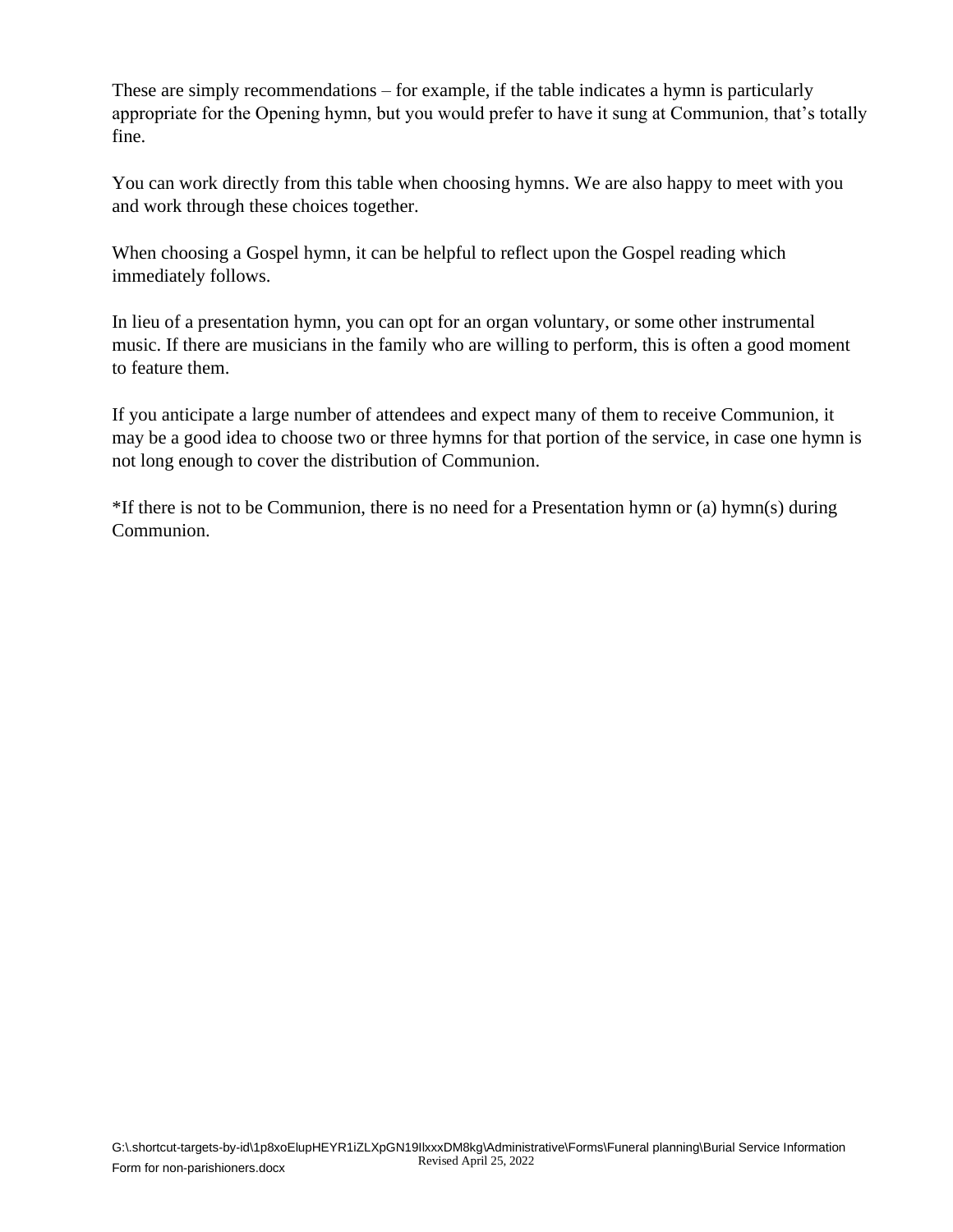These are simply recommendations – for example, if the table indicates a hymn is particularly appropriate for the Opening hymn, but you would prefer to have it sung at Communion, that's totally fine.

You can work directly from this table when choosing hymns. We are also happy to meet with you and work through these choices together.

When choosing a Gospel hymn, it can be helpful to reflect upon the Gospel reading which immediately follows.

In lieu of a presentation hymn, you can opt for an organ voluntary, or some other instrumental music. If there are musicians in the family who are willing to perform, this is often a good moment to feature them.

If you anticipate a large number of attendees and expect many of them to receive Communion, it may be a good idea to choose two or three hymns for that portion of the service, in case one hymn is not long enough to cover the distribution of Communion.

*If there is not to be Communion, there is no need for a Presentation hymn or (a) hymn(s) during Communion.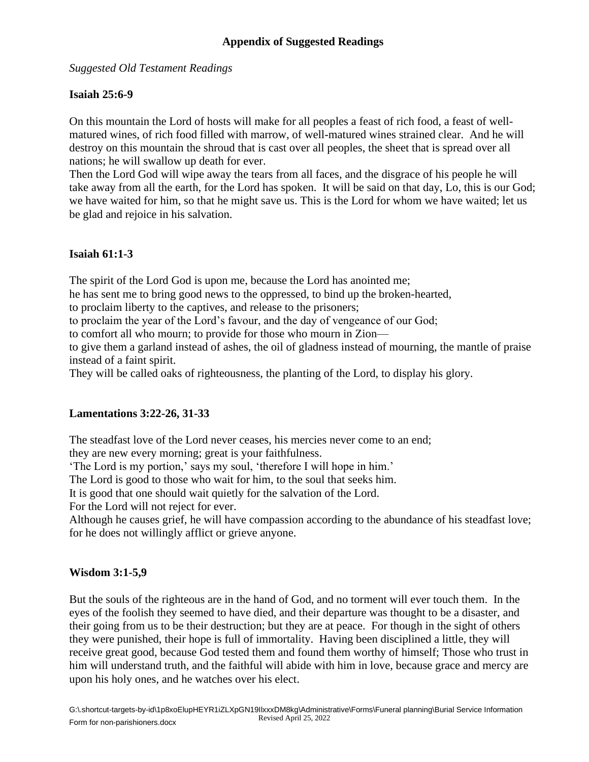## Appendix of Suggested Readings

*Suggested Old Testament Readings*

**Isaiah 25:6-9**

On this mountain the Lord of hosts will make for all peoples a feast of rich food, a feast of well-matured wines, of rich food filled with marrow, of well-matured wines strained clear. And he will destroy on this mountain the shroud that is cast over all peoples, the sheet that is spread over all nations; he will swallow up death for ever.
Then the Lord God will wipe away the tears from all faces, and the disgrace of his people he will take away from all the earth, for the Lord has spoken. It will be said on that day, Lo, this is our God; we have waited for him, so that he might save us. This is the Lord for whom we have waited; let us be glad and rejoice in his salvation.

**Isaiah 61:1-3**

The spirit of the Lord God is upon me, because the Lord has anointed me;
he has sent me to bring good news to the oppressed, to bind up the broken-hearted,
to proclaim liberty to the captives, and release to the prisoners;
to proclaim the year of the Lord's favour, and the day of vengeance of our God;
to comfort all who mourn; to provide for those who mourn in Zion—
to give them a garland instead of ashes, the oil of gladness instead of mourning, the mantle of praise instead of a faint spirit.
They will be called oaks of righteousness, the planting of the Lord, to display his glory.

**Lamentations 3:22-26, 31-33**

The steadfast love of the Lord never ceases, his mercies never come to an end;
they are new every morning; great is your faithfulness.
'The Lord is my portion,' says my soul, 'therefore I will hope in him.'
The Lord is good to those who wait for him, to the soul that seeks him.
It is good that one should wait quietly for the salvation of the Lord.
For the Lord will not reject for ever.
Although he causes grief, he will have compassion according to the abundance of his steadfast love; for he does not willingly afflict or grieve anyone.

**Wisdom 3:1-5,9**

But the souls of the righteous are in the hand of God, and no torment will ever touch them. In the eyes of the foolish they seemed to have died, and their departure was thought to be a disaster, and their going from us to be their destruction; but they are at peace. For though in the sight of others they were punished, their hope is full of immortality. Having been disciplined a little, they will receive great good, because God tested them and found them worthy of himself; Those who trust in him will understand truth, and the faithful will abide with him in love, because grace and mercy are upon his holy ones, and he watches over his elect.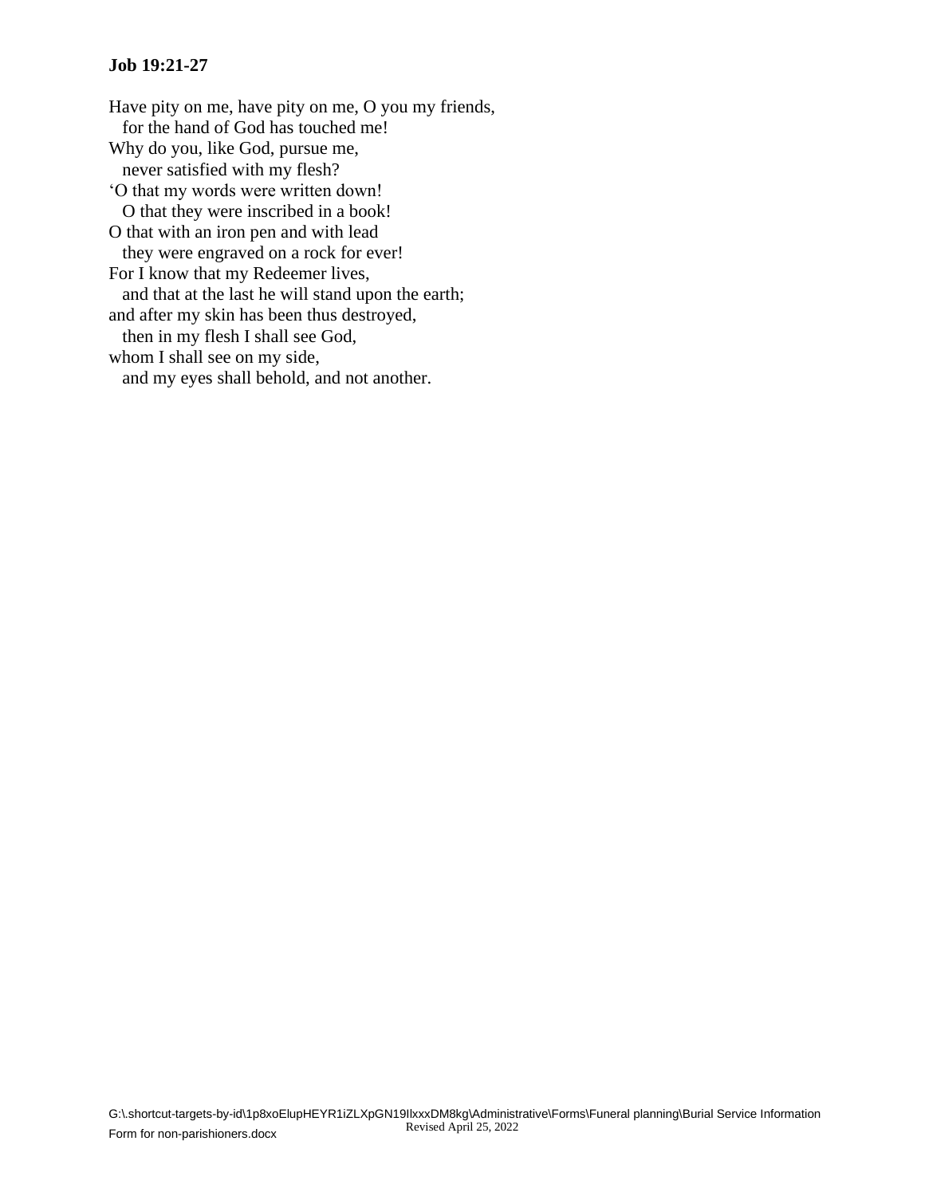**Job 19:21-27**

Have pity on me, have pity on me, O you my friends,
   for the hand of God has touched me!
Why do you, like God, pursue me,
   never satisfied with my flesh?
'O that my words were written down!
   O that they were inscribed in a book!
O that with an iron pen and with lead
   they were engraved on a rock for ever!
For I know that my Redeemer lives,
   and that at the last he will stand upon the earth;
and after my skin has been thus destroyed,
   then in my flesh I shall see God,
whom I shall see on my side,
   and my eyes shall behold, and not another.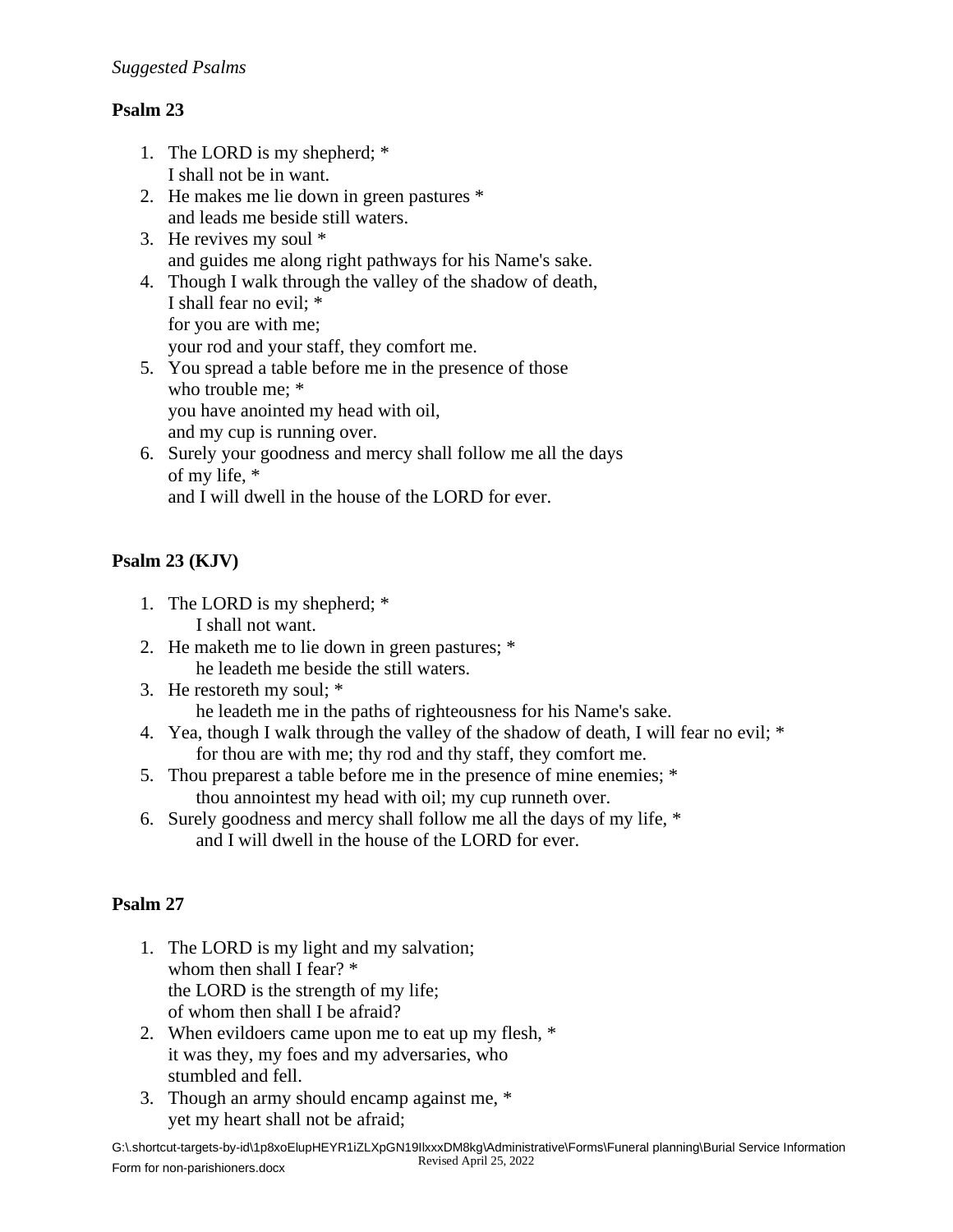*Suggested Psalms*

**Psalm 23**

1. The LORD is my shepherd; *
   I shall not be in want.
2. He makes me lie down in green pastures *
   and leads me beside still waters.
3. He revives my soul *
   and guides me along right pathways for his Name's sake.
4. Though I walk through the valley of the shadow of death,
   I shall fear no evil; *
   for you are with me;
   your rod and your staff, they comfort me.
5. You spread a table before me in the presence of those
   who trouble me; *
   you have anointed my head with oil,
   and my cup is running over.
6. Surely your goodness and mercy shall follow me all the days
   of my life, *
   and I will dwell in the house of the LORD for ever.

**Psalm 23 (KJV)**

1. The LORD is my shepherd; *
   I shall not want.
2. He maketh me to lie down in green pastures; *
   he leadeth me beside the still waters.
3. He restoreth my soul; *
   he leadeth me in the paths of righteousness for his Name's sake.
4. Yea, though I walk through the valley of the shadow of death, I will fear no evil; *
   for thou are with me; thy rod and thy staff, they comfort me.
5. Thou preparest a table before me in the presence of mine enemies; *
   thou annointest my head with oil; my cup runneth over.
6. Surely goodness and mercy shall follow me all the days of my life, *
   and I will dwell in the house of the LORD for ever.

**Psalm 27**

1. The LORD is my light and my salvation;
   whom then shall I fear? *
   the LORD is the strength of my life;
   of whom then shall I be afraid?
2. When evildoers came upon me to eat up my flesh, *
   it was they, my foes and my adversaries, who
   stumbled and fell.
3. Though an army should encamp against me, *
   yet my heart shall not be afraid;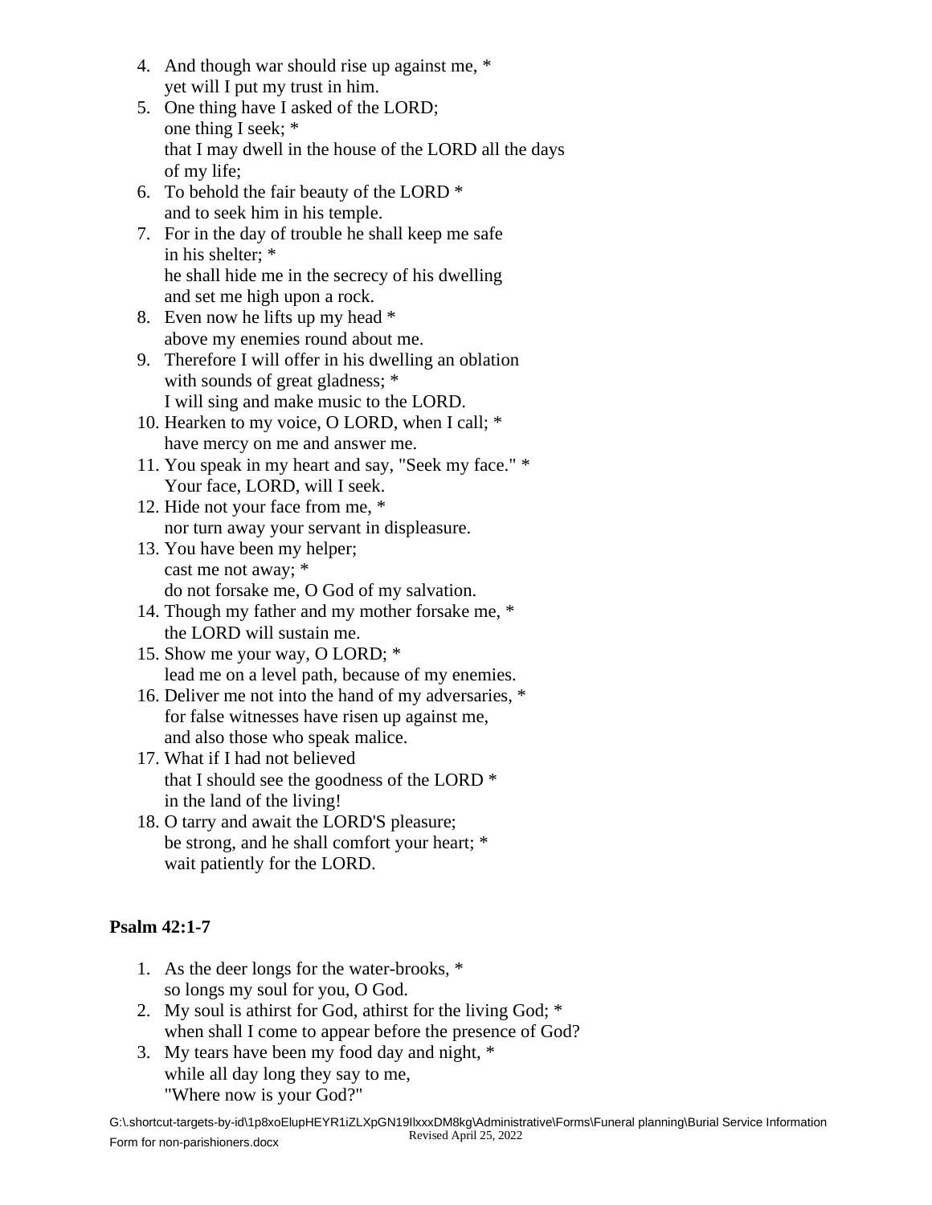4. And though war should rise up against me, *
   yet will I put my trust in him.
5. One thing have I asked of the LORD;
   one thing I seek; *
   that I may dwell in the house of the LORD all the days
   of my life;
6. To behold the fair beauty of the LORD *
   and to seek him in his temple.
7. For in the day of trouble he shall keep me safe
   in his shelter; *
   he shall hide me in the secrecy of his dwelling
   and set me high upon a rock.
8. Even now he lifts up my head *
   above my enemies round about me.
9. Therefore I will offer in his dwelling an oblation
   with sounds of great gladness; *
   I will sing and make music to the LORD.
10. Hearken to my voice, O LORD, when I call; *
    have mercy on me and answer me.
11. You speak in my heart and say, "Seek my face." *
    Your face, LORD, will I seek.
12. Hide not your face from me, *
    nor turn away your servant in displeasure.
13. You have been my helper;
    cast me not away; *
    do not forsake me, O God of my salvation.
14. Though my father and my mother forsake me, *
    the LORD will sustain me.
15. Show me your way, O LORD; *
    lead me on a level path, because of my enemies.
16. Deliver me not into the hand of my adversaries, *
    for false witnesses have risen up against me,
    and also those who speak malice.
17. What if I had not believed
    that I should see the goodness of the LORD *
    in the land of the living!
18. O tarry and await the LORD'S pleasure;
    be strong, and he shall comfort your heart; *
    wait patiently for the LORD.

**Psalm 42:1-7**

1. As the deer longs for the water-brooks, *
   so longs my soul for you, O God.
2. My soul is athirst for God, athirst for the living God; *
   when shall I come to appear before the presence of God?
3. My tears have been my food day and night, *
   while all day long they say to me,
   "Where now is your God?"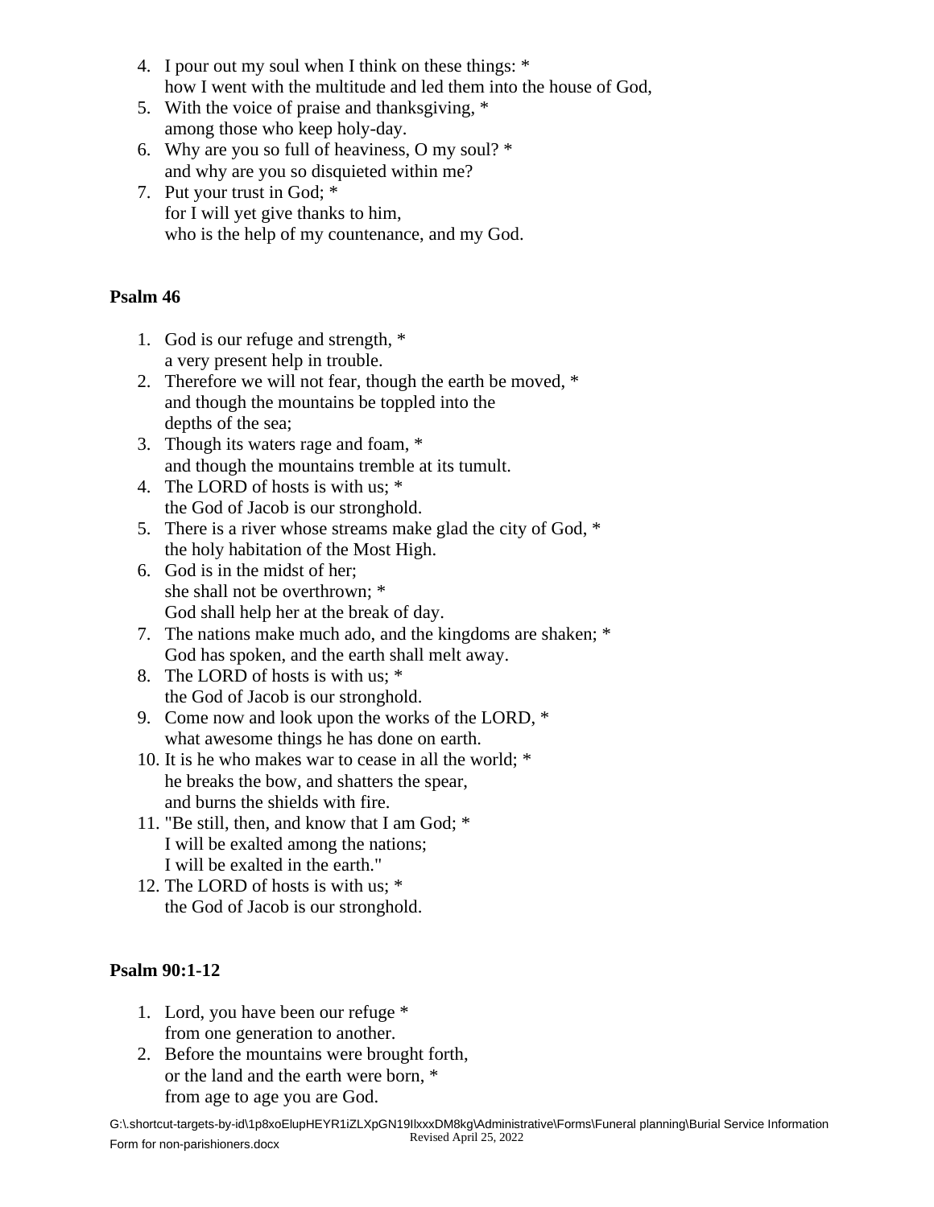4. I pour out my soul when I think on these things: *
   how I went with the multitude and led them into the house of God,
5. With the voice of praise and thanksgiving, *
   among those who keep holy-day.
6. Why are you so full of heaviness, O my soul? *
   and why are you so disquieted within me?
7. Put your trust in God; *
   for I will yet give thanks to him,
   who is the help of my countenance, and my God.

**Psalm 46**

1. God is our refuge and strength, *
   a very present help in trouble.
2. Therefore we will not fear, though the earth be moved, *
   and though the mountains be toppled into the
   depths of the sea;
3. Though its waters rage and foam, *
   and though the mountains tremble at its tumult.
4. The LORD of hosts is with us; *
   the God of Jacob is our stronghold.
5. There is a river whose streams make glad the city of God, *
   the holy habitation of the Most High.
6. God is in the midst of her;
   she shall not be overthrown; *
   God shall help her at the break of day.
7. The nations make much ado, and the kingdoms are shaken; *
   God has spoken, and the earth shall melt away.
8. The LORD of hosts is with us; *
   the God of Jacob is our stronghold.
9. Come now and look upon the works of the LORD, *
   what awesome things he has done on earth.
10. It is he who makes war to cease in all the world; *
    he breaks the bow, and shatters the spear,
    and burns the shields with fire.
11. "Be still, then, and know that I am God; *
    I will be exalted among the nations;
    I will be exalted in the earth."
12. The LORD of hosts is with us; *
    the God of Jacob is our stronghold.

**Psalm 90:1-12**

1. Lord, you have been our refuge *
   from one generation to another.
2. Before the mountains were brought forth,
   or the land and the earth were born, *
   from age to age you are God.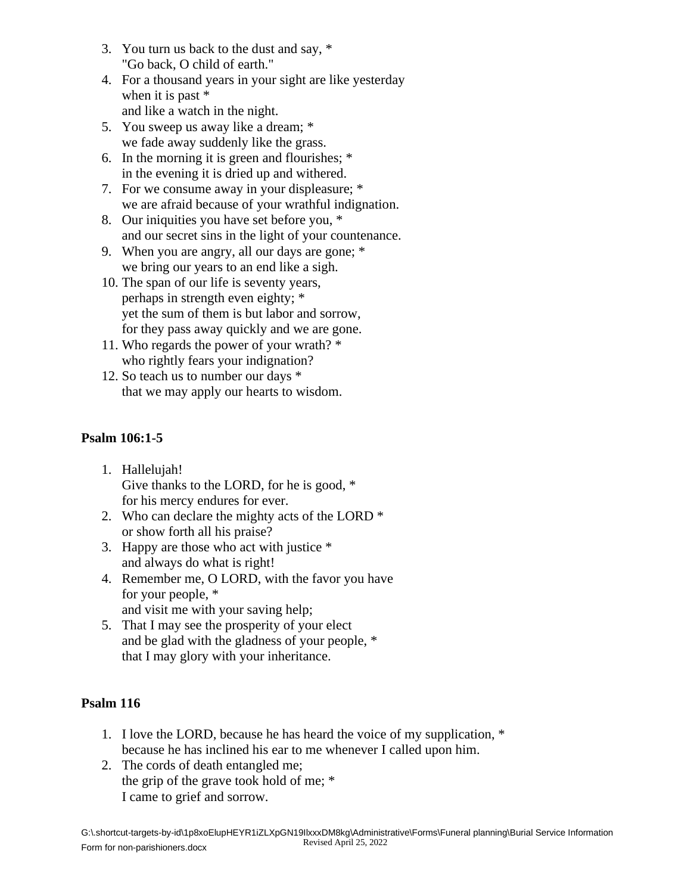3. You turn us back to the dust and say, *
   "Go back, O child of earth."
4. For a thousand years in your sight are like yesterday
   when it is past *
   and like a watch in the night.
5. You sweep us away like a dream; *
   we fade away suddenly like the grass.
6. In the morning it is green and flourishes; *
   in the evening it is dried up and withered.
7. For we consume away in your displeasure; *
   we are afraid because of your wrathful indignation.
8. Our iniquities you have set before you, *
   and our secret sins in the light of your countenance.
9. When you are angry, all our days are gone; *
   we bring our years to an end like a sigh.
10. The span of our life is seventy years,
    perhaps in strength even eighty; *
    yet the sum of them is but labor and sorrow,
    for they pass away quickly and we are gone.
11. Who regards the power of your wrath? *
    who rightly fears your indignation?
12. So teach us to number our days *
    that we may apply our hearts to wisdom.

**Psalm 106:1-5**

1. Hallelujah!
   Give thanks to the LORD, for he is good, *
   for his mercy endures for ever.
2. Who can declare the mighty acts of the LORD *
   or show forth all his praise?
3. Happy are those who act with justice *
   and always do what is right!
4. Remember me, O LORD, with the favor you have
   for your people, *
   and visit me with your saving help;
5. That I may see the prosperity of your elect
   and be glad with the gladness of your people, *
   that I may glory with your inheritance.

**Psalm 116**

1. I love the LORD, because he has heard the voice of my supplication, *
   because he has inclined his ear to me whenever I called upon him.
2. The cords of death entangled me;
   the grip of the grave took hold of me; *
   I came to grief and sorrow.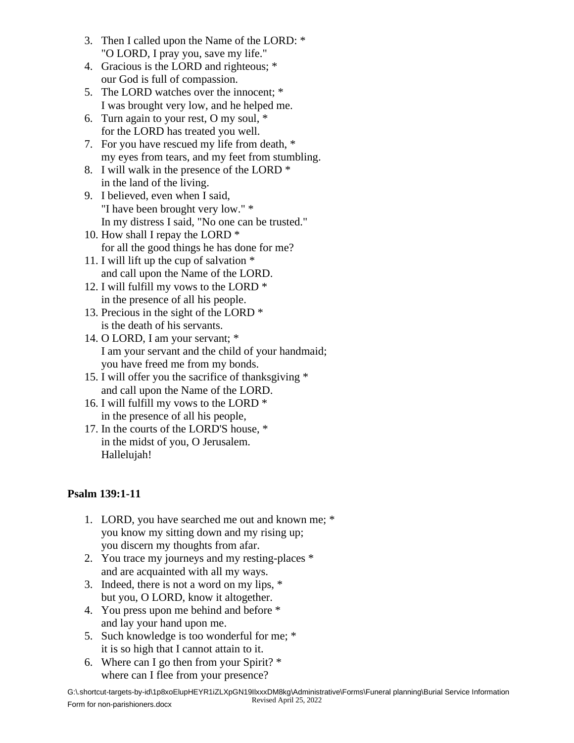3. Then I called upon the Name of the LORD: *
   "O LORD, I pray you, save my life."
4. Gracious is the LORD and righteous; *
   our God is full of compassion.
5. The LORD watches over the innocent; *
   I was brought very low, and he helped me.
6. Turn again to your rest, O my soul, *
   for the LORD has treated you well.
7. For you have rescued my life from death, *
   my eyes from tears, and my feet from stumbling.
8. I will walk in the presence of the LORD *
   in the land of the living.
9. I believed, even when I said,
   "I have been brought very low." *
   In my distress I said, "No one can be trusted."
10. How shall I repay the LORD *
    for all the good things he has done for me?
11. I will lift up the cup of salvation *
    and call upon the Name of the LORD.
12. I will fulfill my vows to the LORD *
    in the presence of all his people.
13. Precious in the sight of the LORD *
    is the death of his servants.
14. O LORD, I am your servant; *
    I am your servant and the child of your handmaid;
    you have freed me from my bonds.
15. I will offer you the sacrifice of thanksgiving *
    and call upon the Name of the LORD.
16. I will fulfill my vows to the LORD *
    in the presence of all his people,
17. In the courts of the LORD'S house, *
    in the midst of you, O Jerusalem.
    Hallelujah!

**Psalm 139:1-11**

1. LORD, you have searched me out and known me; *
   you know my sitting down and my rising up;
   you discern my thoughts from afar.
2. You trace my journeys and my resting-places *
   and are acquainted with all my ways.
3. Indeed, there is not a word on my lips, *
   but you, O LORD, know it altogether.
4. You press upon me behind and before *
   and lay your hand upon me.
5. Such knowledge is too wonderful for me; *
   it is so high that I cannot attain to it.
6. Where can I go then from your Spirit? *
   where can I flee from your presence?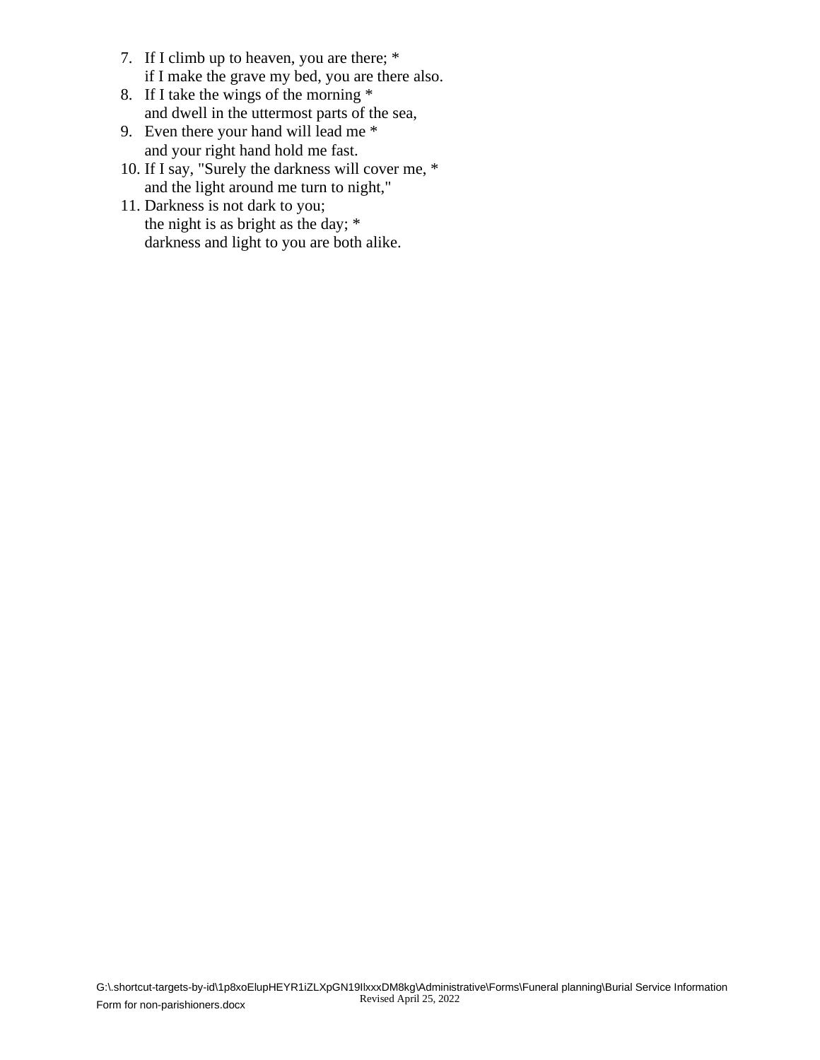7. If I climb up to heaven, you are there; *
   if I make the grave my bed, you are there also.
8. If I take the wings of the morning *
   and dwell in the uttermost parts of the sea,
9. Even there your hand will lead me *
   and your right hand hold me fast.
10. If I say, "Surely the darkness will cover me, *
    and the light around me turn to night,"
11. Darkness is not dark to you;
    the night is as bright as the day; *
    darkness and light to you are both alike.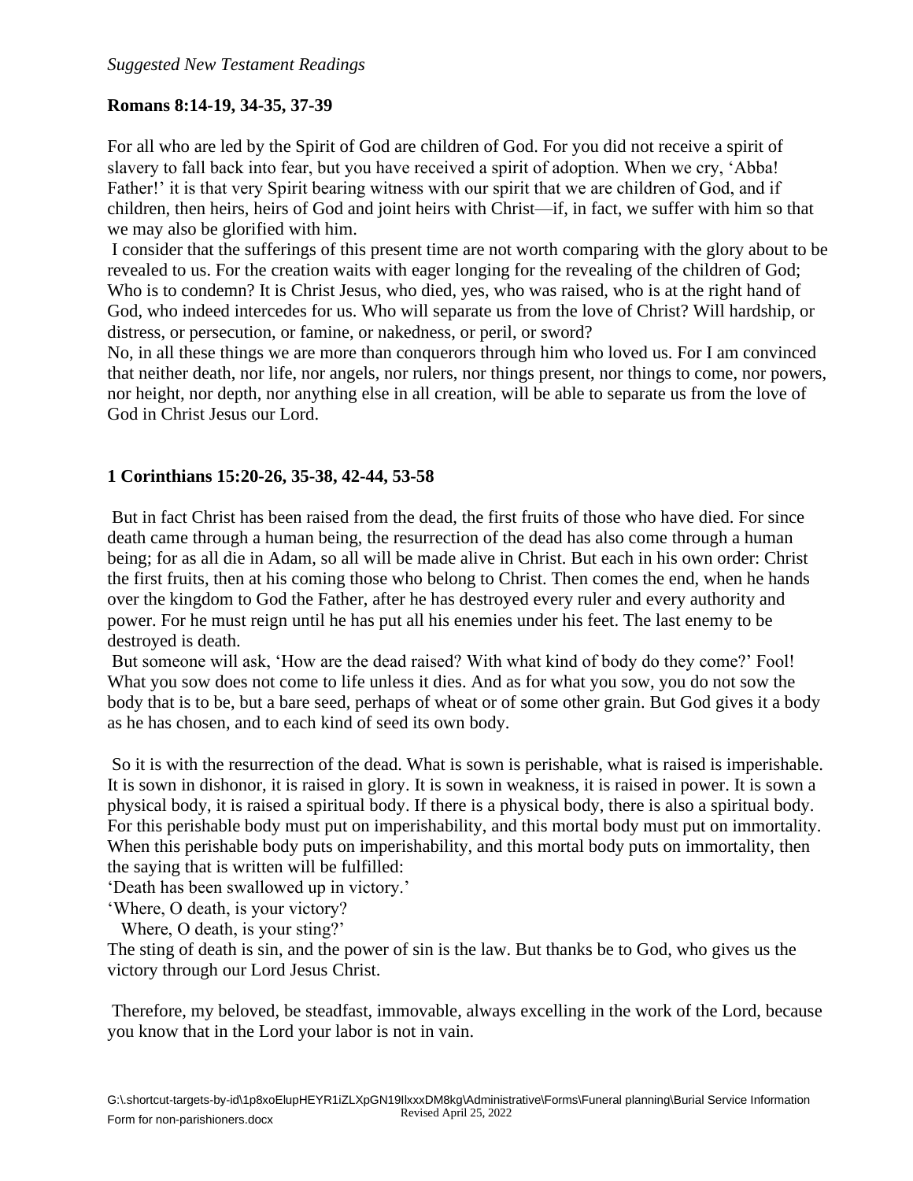*Suggested New Testament Readings*

**Romans 8:14-19, 34-35, 37-39**

For all who are led by the Spirit of God are children of God. For you did not receive a spirit of slavery to fall back into fear, but you have received a spirit of adoption. When we cry, 'Abba! Father!' it is that very Spirit bearing witness with our spirit that we are children of God, and if children, then heirs, heirs of God and joint heirs with Christ—if, in fact, we suffer with him so that we may also be glorified with him.

I consider that the sufferings of this present time are not worth comparing with the glory about to be revealed to us. For the creation waits with eager longing for the revealing of the children of God; Who is to condemn? It is Christ Jesus, who died, yes, who was raised, who is at the right hand of God, who indeed intercedes for us. Who will separate us from the love of Christ? Will hardship, or distress, or persecution, or famine, or nakedness, or peril, or sword?

No, in all these things we are more than conquerors through him who loved us. For I am convinced that neither death, nor life, nor angels, nor rulers, nor things present, nor things to come, nor powers, nor height, nor depth, nor anything else in all creation, will be able to separate us from the love of God in Christ Jesus our Lord.

**1 Corinthians 15:20-26, 35-38, 42-44, 53-58**

But in fact Christ has been raised from the dead, the first fruits of those who have died. For since death came through a human being, the resurrection of the dead has also come through a human being; for as all die in Adam, so all will be made alive in Christ. But each in his own order: Christ the first fruits, then at his coming those who belong to Christ. Then comes the end, when he hands over the kingdom to God the Father, after he has destroyed every ruler and every authority and power. For he must reign until he has put all his enemies under his feet. The last enemy to be destroyed is death.

But someone will ask, 'How are the dead raised? With what kind of body do they come?' Fool! What you sow does not come to life unless it dies. And as for what you sow, you do not sow the body that is to be, but a bare seed, perhaps of wheat or of some other grain. But God gives it a body as he has chosen, and to each kind of seed its own body.

So it is with the resurrection of the dead. What is sown is perishable, what is raised is imperishable. It is sown in dishonor, it is raised in glory. It is sown in weakness, it is raised in power. It is sown a physical body, it is raised a spiritual body. If there is a physical body, there is also a spiritual body. For this perishable body must put on imperishability, and this mortal body must put on immortality. When this perishable body puts on imperishability, and this mortal body puts on immortality, then the saying that is written will be fulfilled:

'Death has been swallowed up in victory.'
'Where, O death, is your victory?
Where, O death, is your sting?'

The sting of death is sin, and the power of sin is the law. But thanks be to God, who gives us the victory through our Lord Jesus Christ.

Therefore, my beloved, be steadfast, immovable, always excelling in the work of the Lord, because you know that in the Lord your labor is not in vain.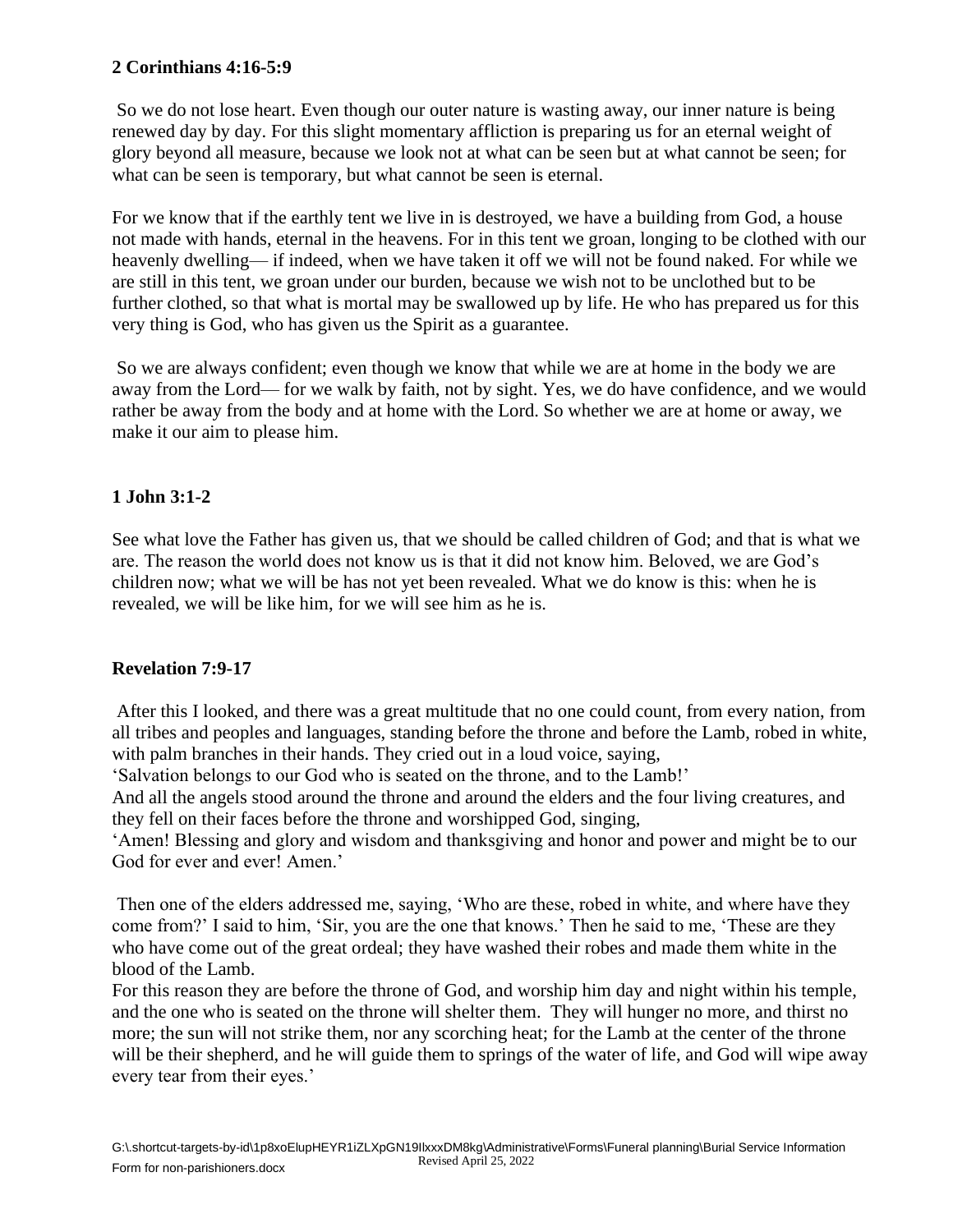**2 Corinthians 4:16-5:9**

So we do not lose heart. Even though our outer nature is wasting away, our inner nature is being renewed day by day. For this slight momentary affliction is preparing us for an eternal weight of glory beyond all measure, because we look not at what can be seen but at what cannot be seen; for what can be seen is temporary, but what cannot be seen is eternal.

For we know that if the earthly tent we live in is destroyed, we have a building from God, a house not made with hands, eternal in the heavens. For in this tent we groan, longing to be clothed with our heavenly dwelling— if indeed, when we have taken it off we will not be found naked. For while we are still in this tent, we groan under our burden, because we wish not to be unclothed but to be further clothed, so that what is mortal may be swallowed up by life. He who has prepared us for this very thing is God, who has given us the Spirit as a guarantee.

So we are always confident; even though we know that while we are at home in the body we are away from the Lord— for we walk by faith, not by sight. Yes, we do have confidence, and we would rather be away from the body and at home with the Lord. So whether we are at home or away, we make it our aim to please him.

**1 John 3:1-2**

See what love the Father has given us, that we should be called children of God; and that is what we are. The reason the world does not know us is that it did not know him. Beloved, we are God's children now; what we will be has not yet been revealed. What we do know is this: when he is revealed, we will be like him, for we will see him as he is.

**Revelation 7:9-17**

After this I looked, and there was a great multitude that no one could count, from every nation, from all tribes and peoples and languages, standing before the throne and before the Lamb, robed in white, with palm branches in their hands. They cried out in a loud voice, saying,
'Salvation belongs to our God who is seated on the throne, and to the Lamb!'
And all the angels stood around the throne and around the elders and the four living creatures, and they fell on their faces before the throne and worshipped God, singing,
'Amen! Blessing and glory and wisdom and thanksgiving and honor and power and might be to our God for ever and ever! Amen.'

Then one of the elders addressed me, saying, 'Who are these, robed in white, and where have they come from?' I said to him, 'Sir, you are the one that knows.' Then he said to me, 'These are they who have come out of the great ordeal; they have washed their robes and made them white in the blood of the Lamb.
For this reason they are before the throne of God, and worship him day and night within his temple, and the one who is seated on the throne will shelter them. They will hunger no more, and thirst no more; the sun will not strike them, nor any scorching heat; for the Lamb at the center of the throne will be their shepherd, and he will guide them to springs of the water of life, and God will wipe away every tear from their eyes.'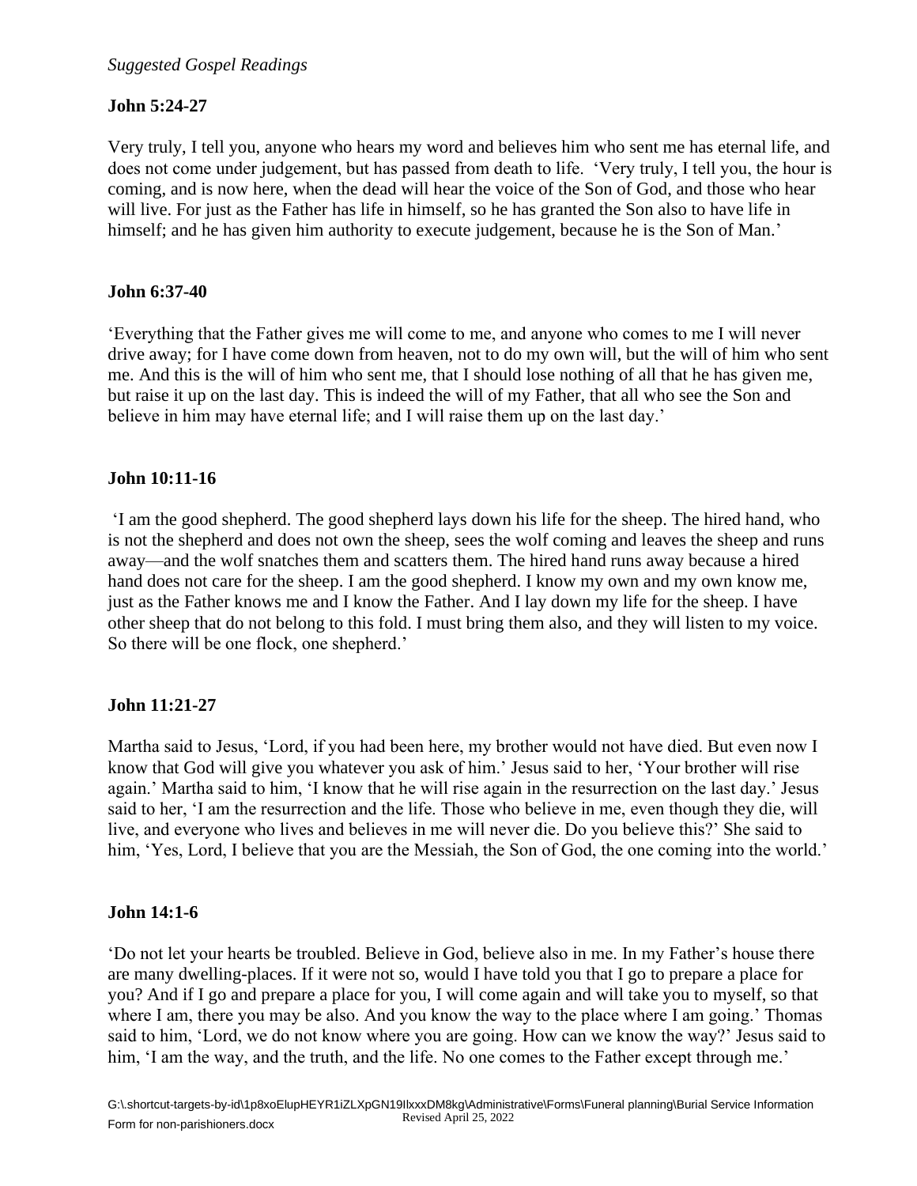*Suggested Gospel Readings*

**John 5:24-27**

Very truly, I tell you, anyone who hears my word and believes him who sent me has eternal life, and does not come under judgement, but has passed from death to life. 'Very truly, I tell you, the hour is coming, and is now here, when the dead will hear the voice of the Son of God, and those who hear will live. For just as the Father has life in himself, so he has granted the Son also to have life in himself; and he has given him authority to execute judgement, because he is the Son of Man.'

**John 6:37-40**

'Everything that the Father gives me will come to me, and anyone who comes to me I will never drive away; for I have come down from heaven, not to do my own will, but the will of him who sent me. And this is the will of him who sent me, that I should lose nothing of all that he has given me, but raise it up on the last day. This is indeed the will of my Father, that all who see the Son and believe in him may have eternal life; and I will raise them up on the last day.'

**John 10:11-16**

'I am the good shepherd. The good shepherd lays down his life for the sheep. The hired hand, who is not the shepherd and does not own the sheep, sees the wolf coming and leaves the sheep and runs away—and the wolf snatches them and scatters them. The hired hand runs away because a hired hand does not care for the sheep. I am the good shepherd. I know my own and my own know me, just as the Father knows me and I know the Father. And I lay down my life for the sheep. I have other sheep that do not belong to this fold. I must bring them also, and they will listen to my voice. So there will be one flock, one shepherd.'

**John 11:21-27**

Martha said to Jesus, 'Lord, if you had been here, my brother would not have died. But even now I know that God will give you whatever you ask of him.' Jesus said to her, 'Your brother will rise again.' Martha said to him, 'I know that he will rise again in the resurrection on the last day.' Jesus said to her, 'I am the resurrection and the life. Those who believe in me, even though they die, will live, and everyone who lives and believes in me will never die. Do you believe this?' She said to him, 'Yes, Lord, I believe that you are the Messiah, the Son of God, the one coming into the world.'

**John 14:1-6**

'Do not let your hearts be troubled. Believe in God, believe also in me. In my Father's house there are many dwelling-places. If it were not so, would I have told you that I go to prepare a place for you? And if I go and prepare a place for you, I will come again and will take you to myself, so that where I am, there you may be also. And you know the way to the place where I am going.' Thomas said to him, 'Lord, we do not know where you are going. How can we know the way?' Jesus said to him, 'I am the way, and the truth, and the life. No one comes to the Father except through me.'